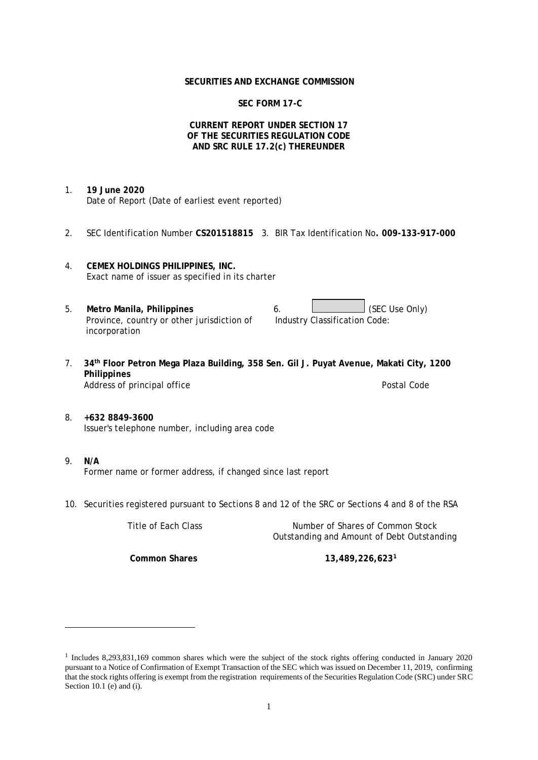**SECURITIES AND EXCHANGE COMMISSION**

**SEC FORM 17-C**

**CURRENT REPORT UNDER SECTION 17**
**OF THE SECURITIES REGULATION CODE**
**AND SRC RULE 17.2(c) THEREUNDER**

1. **19 June 2020**
   Date of Report (Date of earliest event reported)

2. SEC Identification Number **CS201518815** 3. BIR Tax Identification No**. 009-133-917-000**

4. **CEMEX HOLDINGS PHILIPPINES, INC.**
   Exact name of issuer as specified in its charter

5. **Metro Manila, Philippines**
   Province, country or other jurisdiction of incorporation

6. (SEC Use Only)
   Industry Classification Code:

7. **34th Floor Petron Mega Plaza Building, 358 Sen. Gil J. Puyat Avenue, Makati City, 1200 Philippines**
   Address of principal office Postal Code

8. **+632 8849-3600**
   Issuer's telephone number, including area code

9. **N/A**
   Former name or former address, if changed since last report

10. Securities registered pursuant to Sections 8 and 12 of the SRC or Sections 4 and 8 of the RSA

| Title of Each Class | Number of Shares of Common Stock Outstanding and Amount of Debt Outstanding |
|---|---|
| **Common Shares** | **13,489,226,623**[1] |

[1] Includes 8,293,831,169 common shares which were the subject of the stock rights offering conducted in January 2020 pursuant to a Notice of Confirmation of Exempt Transaction of the SEC which was issued on December 11, 2019, confirming that the stock rights offering is exempt from the registration requirements of the Securities Regulation Code (SRC) under SRC Section 10.1 (e) and (i).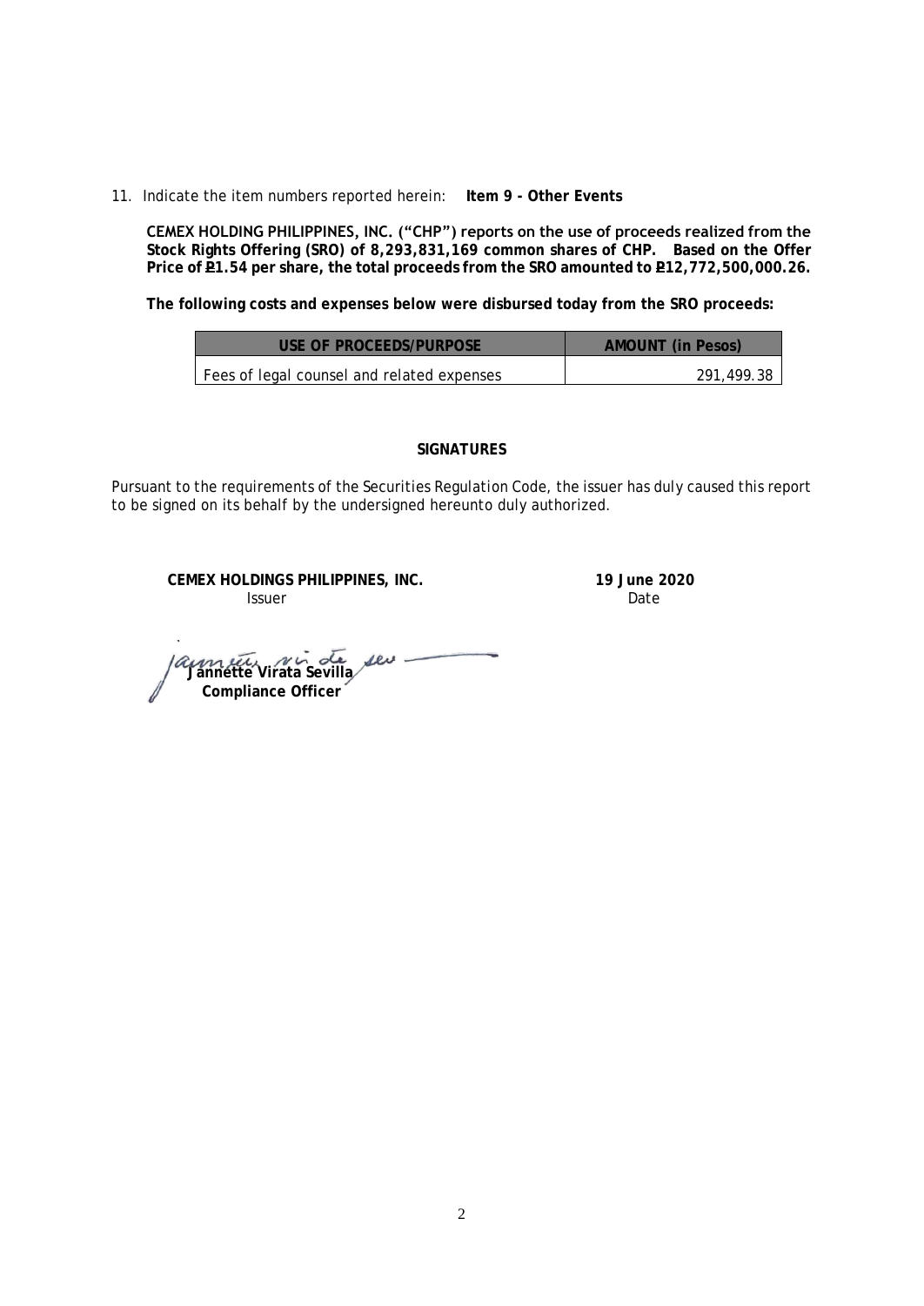11. Indicate the item numbers reported herein: **Item 9 - Other Events**

**CEMEX HOLDING PHILIPPINES, INC. ("CHP") reports on the use of proceeds realized from the Stock Rights Offering (SRO) of 8,293,831,169 common shares of CHP. Based on the Offer Price of ₱1.54 per share, the total proceeds from the SRO amounted to ₱12,772,500,000.26.**

**The following costs and expenses below were disbursed today from the SRO proceeds:**

| USE OF PROCEEDS/PURPOSE | AMOUNT (in Pesos) |
| --- | --- |
| Fees of legal counsel and related expenses | 291,499.38 |

**SIGNATURES**

Pursuant to the requirements of the Securities Regulation Code, the issuer has duly caused this report to be signed on its behalf by the undersigned hereunto duly authorized.

**CEMEX HOLDINGS PHILIPPINES, INC.**
Issuer

**19 June 2020**
Date

**Jannette Virata Sevilla**
**Compliance Officer**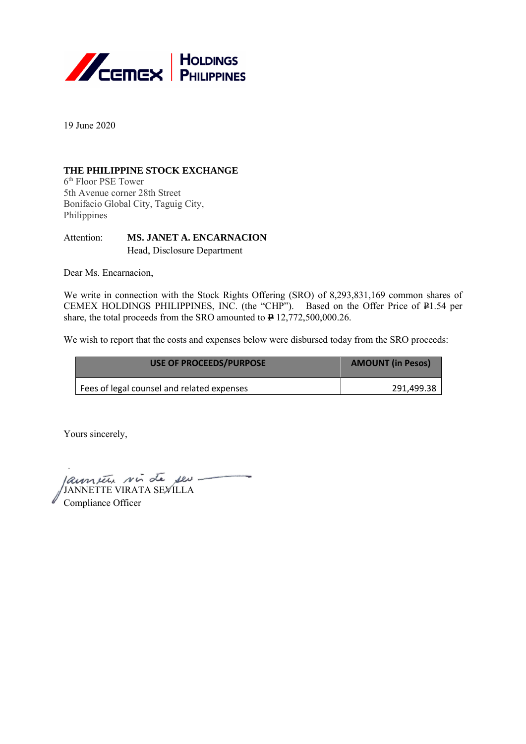CEMEX HOLDINGS PHILIPPINES

19 June 2020

**THE PHILIPPINE STOCK EXCHANGE**
6th Floor PSE Tower
5th Avenue corner 28th Street
Bonifacio Global City, Taguig City,
Philippines

Attention: **MS. JANET A. ENCARNACION**
Head, Disclosure Department

Dear Ms. Encarnacion,

We write in connection with the Stock Rights Offering (SRO) of 8,293,831,169 common shares of CEMEX HOLDINGS PHILIPPINES, INC. (the "CHP"). Based on the Offer Price of ₱1.54 per share, the total proceeds from the SRO amounted to ₱ 12,772,500,000.26.

We wish to report that the costs and expenses below were disbursed today from the SRO proceeds:

| USE OF PROCEEDS/PURPOSE | AMOUNT (in Pesos) |
|---|---|
| Fees of legal counsel and related expenses | 291,499.38 |

Yours sincerely,

JANNETTE VIRATA SEVILLA
Compliance Officer